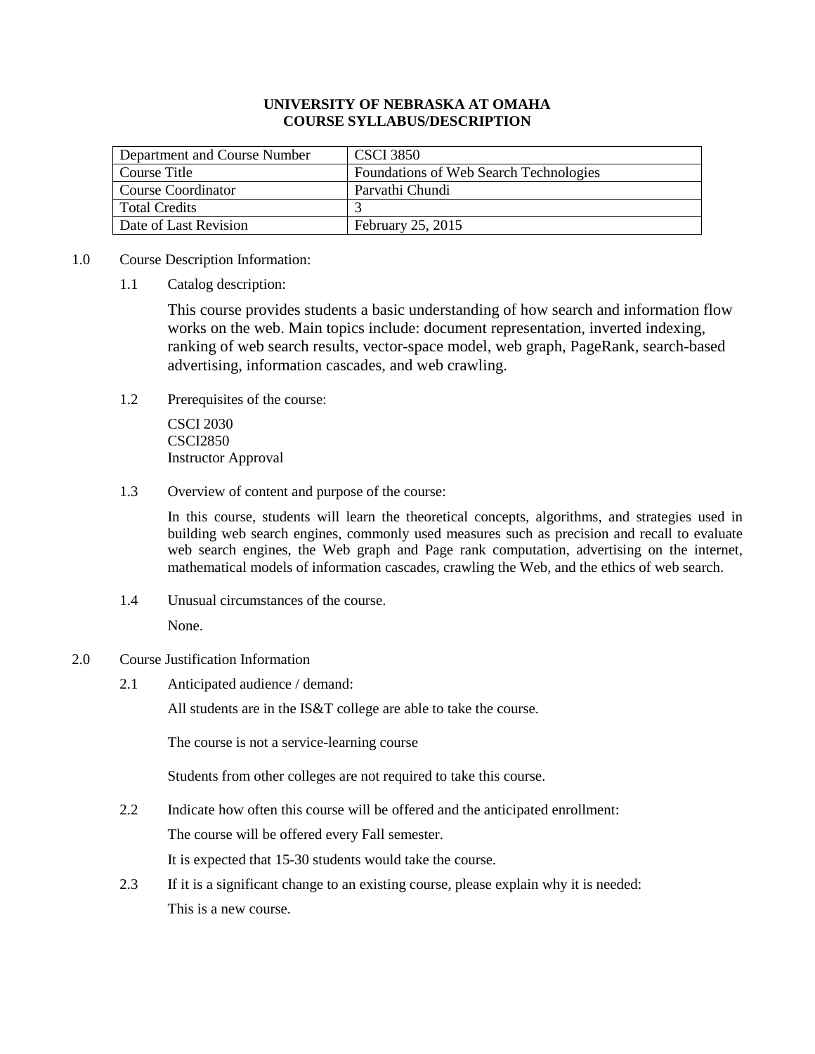# UNIVERSITY OF NEBRASKA AT OMAHA
## COURSE SYLLABUS/DESCRIPTION

| Department and Course Number | CSCI 3850 |
| --- | --- |
| Course Title | Foundations of Web Search Technologies |
| Course Coordinator | Parvathi Chundi |
| Total Credits | 3 |
| Date of Last Revision | February 25, 2015 |

1.0 Course Description Information:

1.1 Catalog description:

This course provides students a basic understanding of how search and information flow works on the web. Main topics include: document representation, inverted indexing, ranking of web search results, vector-space model, web graph, PageRank, search-based advertising, information cascades, and web crawling.

1.2 Prerequisites of the course:

CSCI 2030
CSCI2850
Instructor Approval

1.3 Overview of content and purpose of the course:

In this course, students will learn the theoretical concepts, algorithms, and strategies used in building web search engines, commonly used measures such as precision and recall to evaluate web search engines, the Web graph and Page rank computation, advertising on the internet, mathematical models of information cascades, crawling the Web, and the ethics of web search.

1.4 Unusual circumstances of the course.

None.

2.0 Course Justification Information

2.1 Anticipated audience / demand:

All students are in the IS&T college are able to take the course.

The course is not a service-learning course

Students from other colleges are not required to take this course.

2.2 Indicate how often this course will be offered and the anticipated enrollment:

The course will be offered every Fall semester.

It is expected that 15-30 students would take the course.

2.3 If it is a significant change to an existing course, please explain why it is needed:

This is a new course.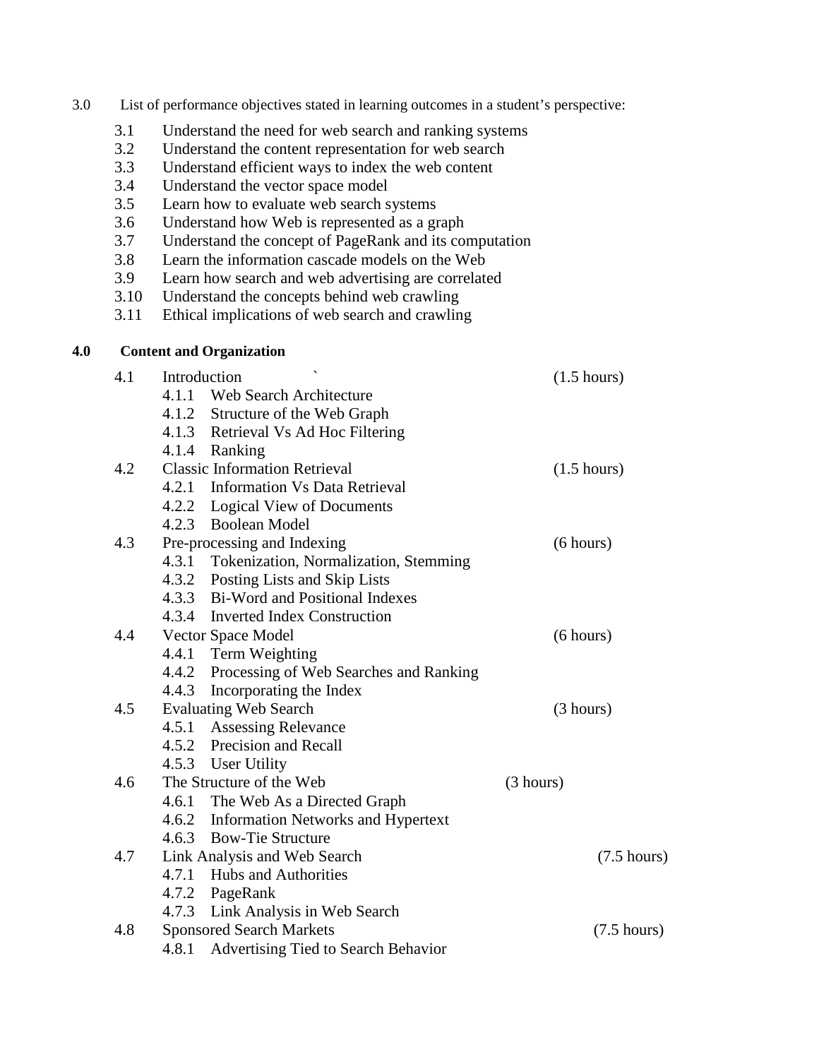3.0 List of performance objectives stated in learning outcomes in a student's perspective:

- 3.1 Understand the need for web search and ranking systems
- 3.2 Understand the content representation for web search
- 3.3 Understand efficient ways to index the web content
- 3.4 Understand the vector space model
- 3.5 Learn how to evaluate web search systems
- 3.6 Understand how Web is represented as a graph
- 3.7 Understand the concept of PageRank and its computation
- 3.8 Learn the information cascade models on the Web
- 3.9 Learn how search and web advertising are correlated
- 3.10 Understand the concepts behind web crawling
- 3.11 Ethical implications of web search and crawling

## 4.0 Content and Organization

- 4.1 Introduction ` (1.5 hours)
  - 4.1.1 Web Search Architecture
  - 4.1.2 Structure of the Web Graph
  - 4.1.3 Retrieval Vs Ad Hoc Filtering
  - 4.1.4 Ranking
- 4.2 Classic Information Retrieval (1.5 hours)
  - 4.2.1 Information Vs Data Retrieval
  - 4.2.2 Logical View of Documents
  - 4.2.3 Boolean Model
- 4.3 Pre-processing and Indexing (6 hours)
  - 4.3.1 Tokenization, Normalization, Stemming
  - 4.3.2 Posting Lists and Skip Lists
  - 4.3.3 Bi-Word and Positional Indexes
  - 4.3.4 Inverted Index Construction
- 4.4 Vector Space Model (6 hours)
  - 4.4.1 Term Weighting
  - 4.4.2 Processing of Web Searches and Ranking
  - 4.4.3 Incorporating the Index
- 4.5 Evaluating Web Search (3 hours)
  - 4.5.1 Assessing Relevance
  - 4.5.2 Precision and Recall
  - 4.5.3 User Utility
- 4.6 The Structure of the Web (3 hours)
  - 4.6.1 The Web As a Directed Graph
  - 4.6.2 Information Networks and Hypertext
  - 4.6.3 Bow-Tie Structure
- 4.7 Link Analysis and Web Search (7.5 hours)
  - 4.7.1 Hubs and Authorities
  - 4.7.2 PageRank
  - 4.7.3 Link Analysis in Web Search
- 4.8 Sponsored Search Markets (7.5 hours)
  - 4.8.1 Advertising Tied to Search Behavior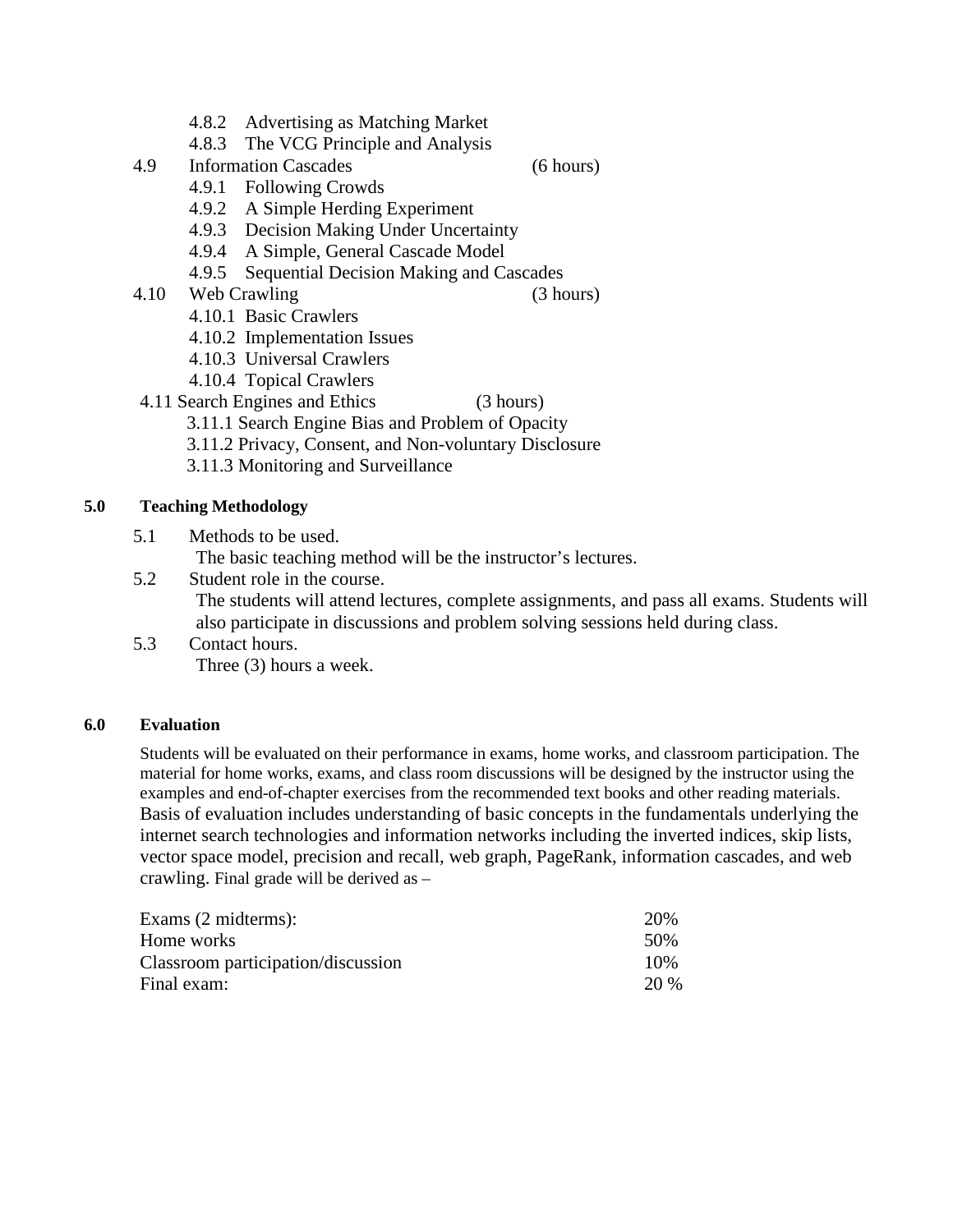- 4.8.2 Advertising as Matching Market
- 4.8.3 The VCG Principle and Analysis

4.9 Information Cascades (6 hours)

- 4.9.1 Following Crowds
- 4.9.2 A Simple Herding Experiment
- 4.9.3 Decision Making Under Uncertainty
- 4.9.4 A Simple, General Cascade Model
- 4.9.5 Sequential Decision Making and Cascades

4.10 Web Crawling (3 hours)

- 4.10.1 Basic Crawlers
- 4.10.2 Implementation Issues
- 4.10.3 Universal Crawlers
- 4.10.4 Topical Crawlers

4.11 Search Engines and Ethics (3 hours)

- 3.11.1 Search Engine Bias and Problem of Opacity
- 3.11.2 Privacy, Consent, and Non-voluntary Disclosure
- 3.11.3 Monitoring and Surveillance

## 5.0 Teaching Methodology

5.1 Methods to be used.

The basic teaching method will be the instructor's lectures.

5.2 Student role in the course.

The students will attend lectures, complete assignments, and pass all exams. Students will also participate in discussions and problem solving sessions held during class.

5.3 Contact hours.

Three (3) hours a week.

## 6.0 Evaluation

Students will be evaluated on their performance in exams, home works, and classroom participation. The material for home works, exams, and class room discussions will be designed by the instructor using the examples and end-of-chapter exercises from the recommended text books and other reading materials. Basis of evaluation includes understanding of basic concepts in the fundamentals underlying the internet search technologies and information networks including the inverted indices, skip lists, vector space model, precision and recall, web graph, PageRank, information cascades, and web crawling. Final grade will be derived as –

| | |
|---|---|
| Exams (2 midterms): | 20% |
| Home works | 50% |
| Classroom participation/discussion | 10% |
| Final exam: | 20 % |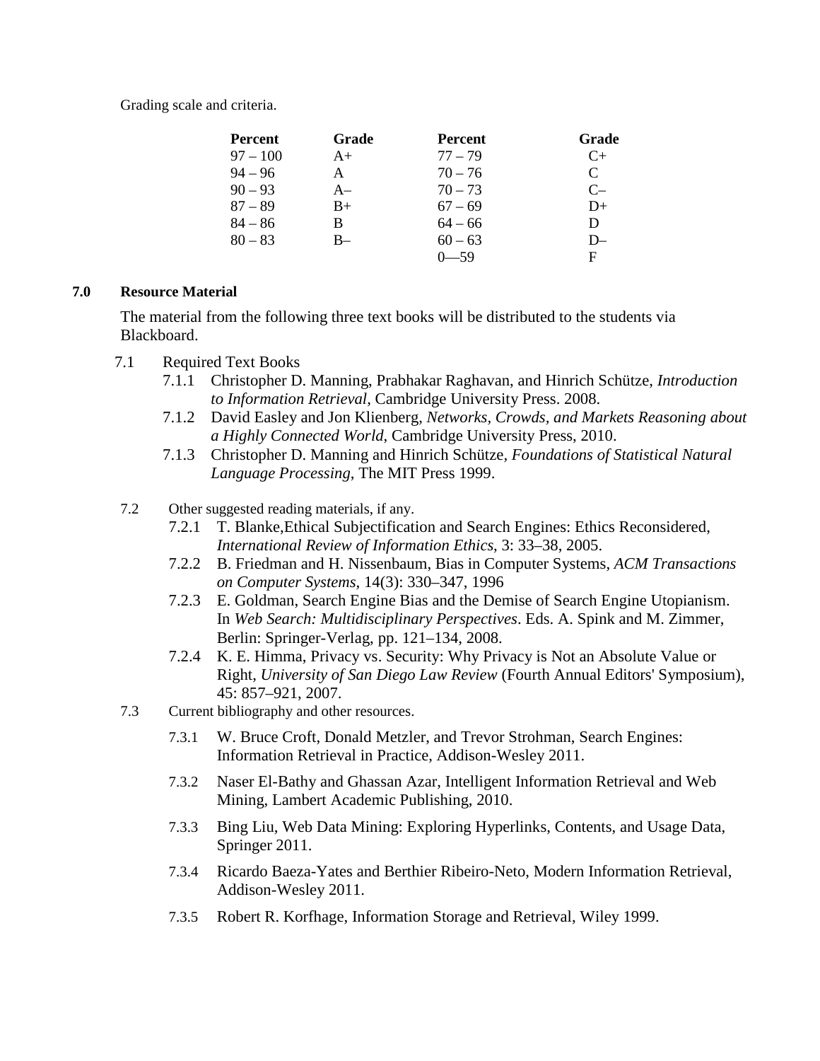Grading scale and criteria.

| Percent | Grade | Percent | Grade |
|---|---|---|---|
| 97 – 100 | A+ | 77 – 79 | C+ |
| 94 – 96 | A | 70 – 76 | C |
| 90 – 93 | A– | 70 – 73 | C– |
| 87 – 89 | B+ | 67 – 69 | D+ |
| 84 – 86 | B | 64 – 66 | D |
| 80 – 83 | B– | 60 – 63 | D– |
| | | 0—59 | F |

## 7.0 Resource Material

The material from the following three text books will be distributed to the students via Blackboard.

7.1 Required Text Books

- 7.1.1 Christopher D. Manning, Prabhakar Raghavan, and Hinrich Schütze, *Introduction to Information Retrieval*, Cambridge University Press. 2008.
- 7.1.2 David Easley and Jon Klienberg, *Networks, Crowds, and Markets Reasoning about a Highly Connected World*, Cambridge University Press, 2010.
- 7.1.3 Christopher D. Manning and Hinrich Schütze, *Foundations of Statistical Natural Language Processing*, The MIT Press 1999.

7.2 Other suggested reading materials, if any.

- 7.2.1 T. Blanke,Ethical Subjectification and Search Engines: Ethics Reconsidered, *International Review of Information Ethics*, 3: 33–38, 2005.
- 7.2.2 B. Friedman and H. Nissenbaum, Bias in Computer Systems, *ACM Transactions on Computer Systems*, 14(3): 330–347, 1996
- 7.2.3 E. Goldman, Search Engine Bias and the Demise of Search Engine Utopianism. In *Web Search: Multidisciplinary Perspectives*. Eds. A. Spink and M. Zimmer, Berlin: Springer-Verlag, pp. 121–134, 2008.
- 7.2.4 K. E. Himma, Privacy vs. Security: Why Privacy is Not an Absolute Value or Right, *University of San Diego Law Review* (Fourth Annual Editors' Symposium), 45: 857–921, 2007.

7.3 Current bibliography and other resources.

- 7.3.1 W. Bruce Croft, Donald Metzler, and Trevor Strohman, Search Engines: Information Retrieval in Practice, Addison-Wesley 2011.
- 7.3.2 Naser El-Bathy and Ghassan Azar, Intelligent Information Retrieval and Web Mining, Lambert Academic Publishing, 2010.
- 7.3.3 Bing Liu, Web Data Mining: Exploring Hyperlinks, Contents, and Usage Data, Springer 2011.
- 7.3.4 Ricardo Baeza-Yates and Berthier Ribeiro-Neto, Modern Information Retrieval, Addison-Wesley 2011.
- 7.3.5 Robert R. Korfhage, Information Storage and Retrieval, Wiley 1999.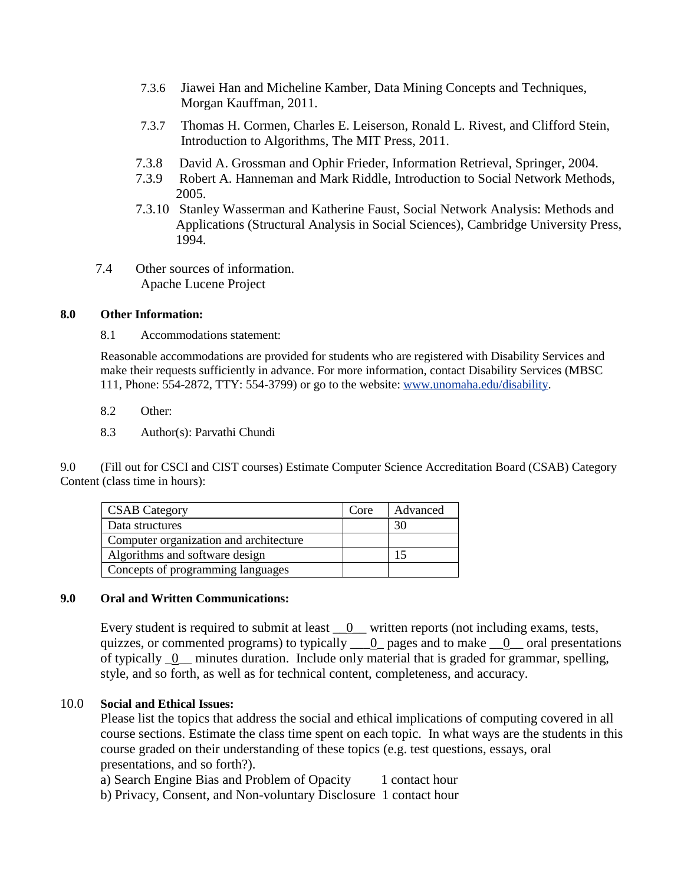7.3.6 Jiawei Han and Micheline Kamber, Data Mining Concepts and Techniques, Morgan Kauffman, 2011.

7.3.7 Thomas H. Cormen, Charles E. Leiserson, Ronald L. Rivest, and Clifford Stein, Introduction to Algorithms, The MIT Press, 2011.

7.3.8 David A. Grossman and Ophir Frieder, Information Retrieval, Springer, 2004.

7.3.9 Robert A. Hanneman and Mark Riddle, Introduction to Social Network Methods, 2005.

7.3.10 Stanley Wasserman and Katherine Faust, Social Network Analysis: Methods and Applications (Structural Analysis in Social Sciences), Cambridge University Press, 1994.

7.4 Other sources of information.
Apache Lucene Project

**8.0 Other Information:**

8.1 Accommodations statement:

Reasonable accommodations are provided for students who are registered with Disability Services and make their requests sufficiently in advance. For more information, contact Disability Services (MBSC 111, Phone: 554-2872, TTY: 554-3799) or go to the website: [www.unomaha.edu/disability](www.unomaha.edu/disability).

8.2 Other:

8.3 Author(s): Parvathi Chundi

9.0 (Fill out for CSCI and CIST courses) Estimate Computer Science Accreditation Board (CSAB) Category Content (class time in hours):

| CSAB Category | Core | Advanced |
|---|---|---|
| Data structures | | 30 |
| Computer organization and architecture | | |
| Algorithms and software design | | 15 |
| Concepts of programming languages | | |

**9.0 Oral and Written Communications:**

Every student is required to submit at least __0__ written reports (not including exams, tests, quizzes, or commented programs) to typically ___0_ pages and to make __0__ oral presentations of typically _0__ minutes duration. Include only material that is graded for grammar, spelling, style, and so forth, as well as for technical content, completeness, and accuracy.

10.0 **Social and Ethical Issues:**

Please list the topics that address the social and ethical implications of computing covered in all course sections. Estimate the class time spent on each topic. In what ways are the students in this course graded on their understanding of these topics (e.g. test questions, essays, oral presentations, and so forth?).

a) Search Engine Bias and Problem of Opacity 1 contact hour

b) Privacy, Consent, and Non-voluntary Disclosure 1 contact hour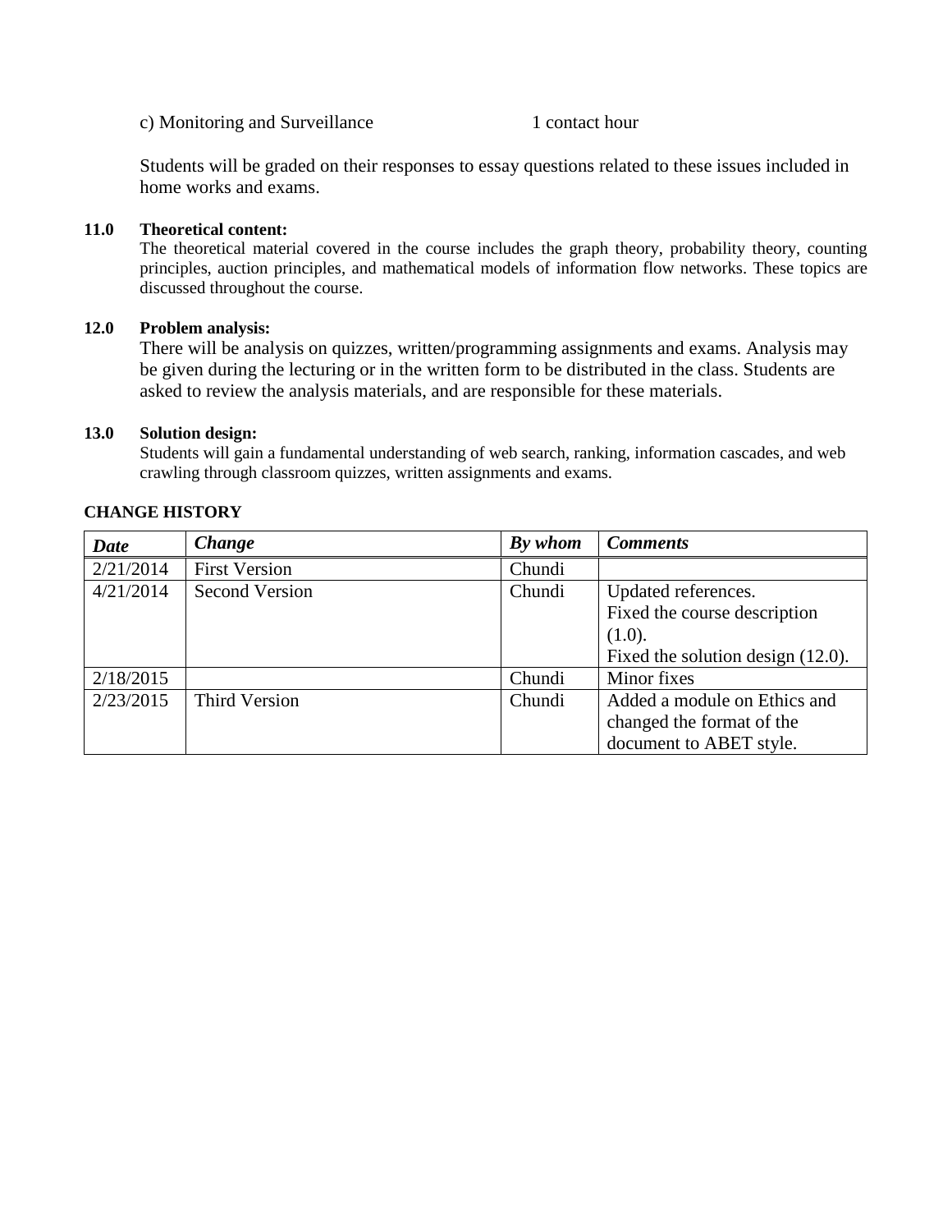c) Monitoring and Surveillance 1 contact hour

Students will be graded on their responses to essay questions related to these issues included in home works and exams.

**11.0 Theoretical content:**

The theoretical material covered in the course includes the graph theory, probability theory, counting principles, auction principles, and mathematical models of information flow networks. These topics are discussed throughout the course.

**12.0 Problem analysis:**

There will be analysis on quizzes, written/programming assignments and exams. Analysis may be given during the lecturing or in the written form to be distributed in the class. Students are asked to review the analysis materials, and are responsible for these materials.

**13.0 Solution design:**

Students will gain a fundamental understanding of web search, ranking, information cascades, and web crawling through classroom quizzes, written assignments and exams.

**CHANGE HISTORY**

| ***Date*** | ***Change*** | ***By whom*** | ***Comments*** |
|---|---|---|---|
| 2/21/2014 | First Version | Chundi | |
| 4/21/2014 | Second Version | Chundi | Updated references.<br>Fixed the course description (1.0).<br>Fixed the solution design (12.0). |
| 2/18/2015 | | Chundi | Minor fixes |
| 2/23/2015 | Third Version | Chundi | Added a module on Ethics and changed the format of the document to ABET style. |